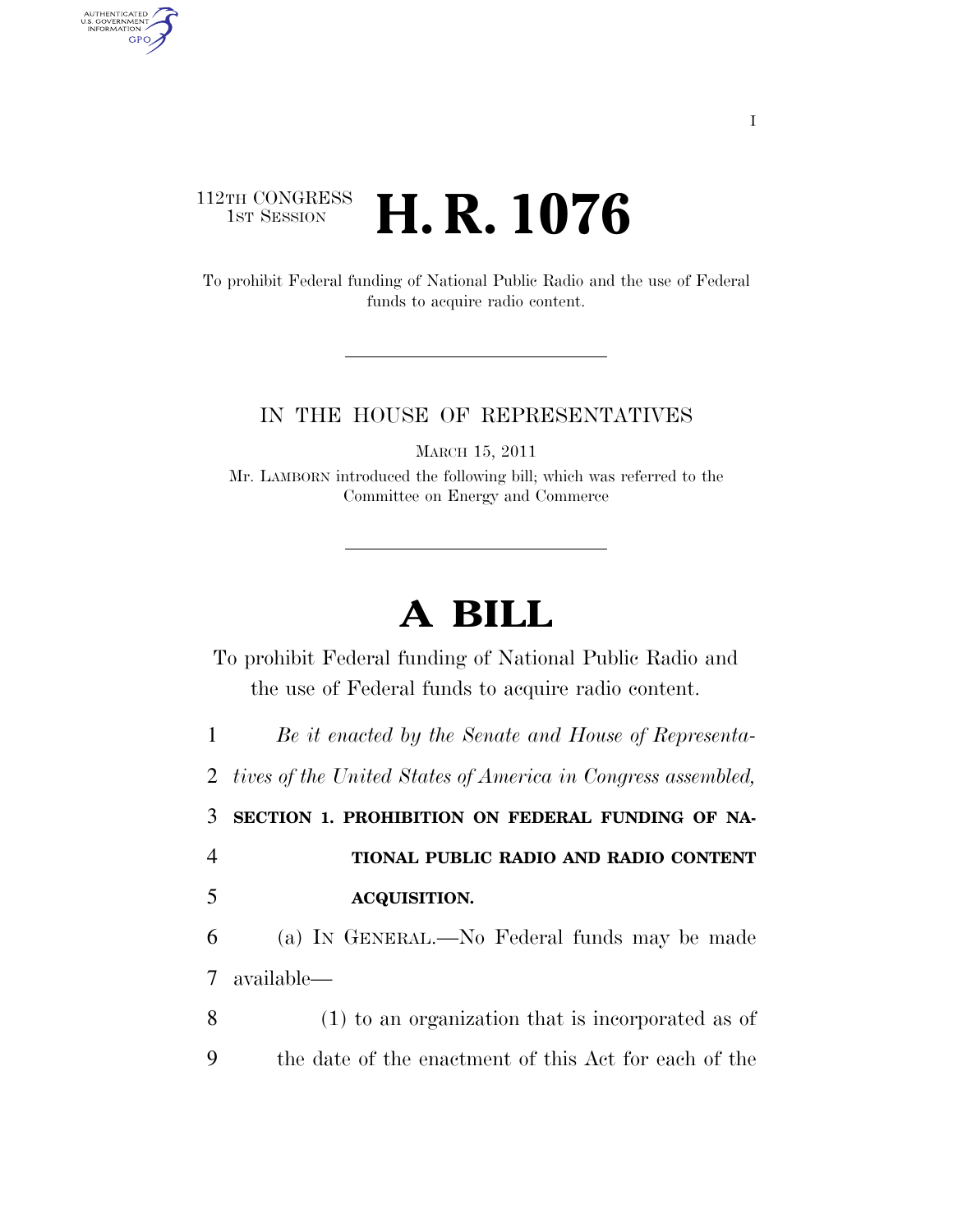112TH CONGRESS
1ST SESSION

# H. R. 1076

To prohibit Federal funding of National Public Radio and the use of Federal funds to acquire radio content.

IN THE HOUSE OF REPRESENTATIVES

MARCH 15, 2011

Mr. LAMBORN introduced the following bill; which was referred to the Committee on Energy and Commerce

# A BILL

To prohibit Federal funding of National Public Radio and the use of Federal funds to acquire radio content.

*Be it enacted by the Senate and House of Representatives of the United States of America in Congress assembled,*

**SECTION 1. PROHIBITION ON FEDERAL FUNDING OF NATIONAL PUBLIC RADIO AND RADIO CONTENT ACQUISITION.**

(a) IN GENERAL.—No Federal funds may be made available—

(1) to an organization that is incorporated as of the date of the enactment of this Act for each of the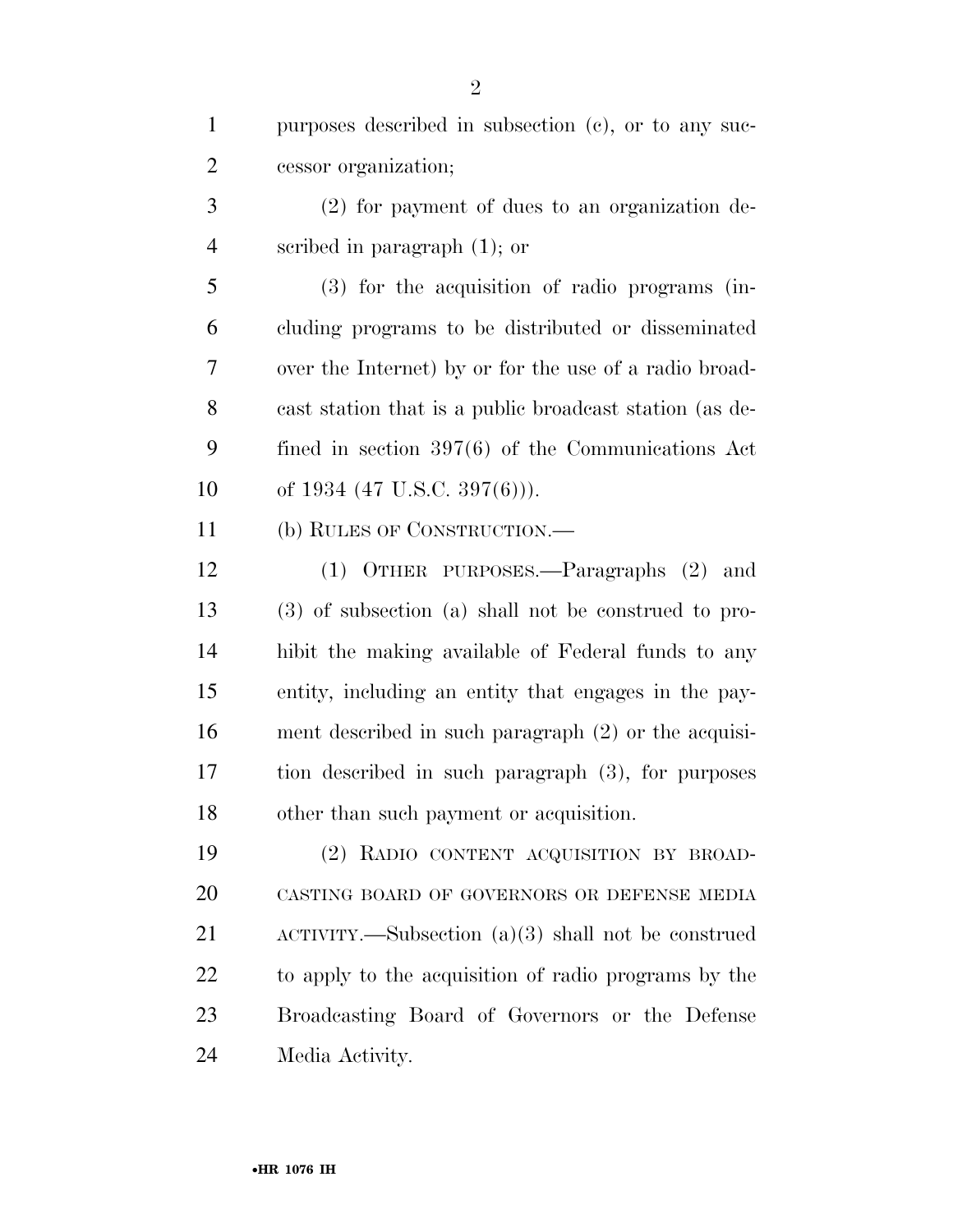purposes described in subsection (c), or to any successor organization;

(2) for payment of dues to an organization described in paragraph (1); or

(3) for the acquisition of radio programs (including programs to be distributed or disseminated over the Internet) by or for the use of a radio broadcast station that is a public broadcast station (as defined in section 397(6) of the Communications Act of 1934 (47 U.S.C. 397(6))).

(b) RULES OF CONSTRUCTION.—

(1) OTHER PURPOSES.—Paragraphs (2) and (3) of subsection (a) shall not be construed to prohibit the making available of Federal funds to any entity, including an entity that engages in the payment described in such paragraph (2) or the acquisition described in such paragraph (3), for purposes other than such payment or acquisition.

(2) RADIO CONTENT ACQUISITION BY BROADCASTING BOARD OF GOVERNORS OR DEFENSE MEDIA ACTIVITY.—Subsection (a)(3) shall not be construed to apply to the acquisition of radio programs by the Broadcasting Board of Governors or the Defense Media Activity.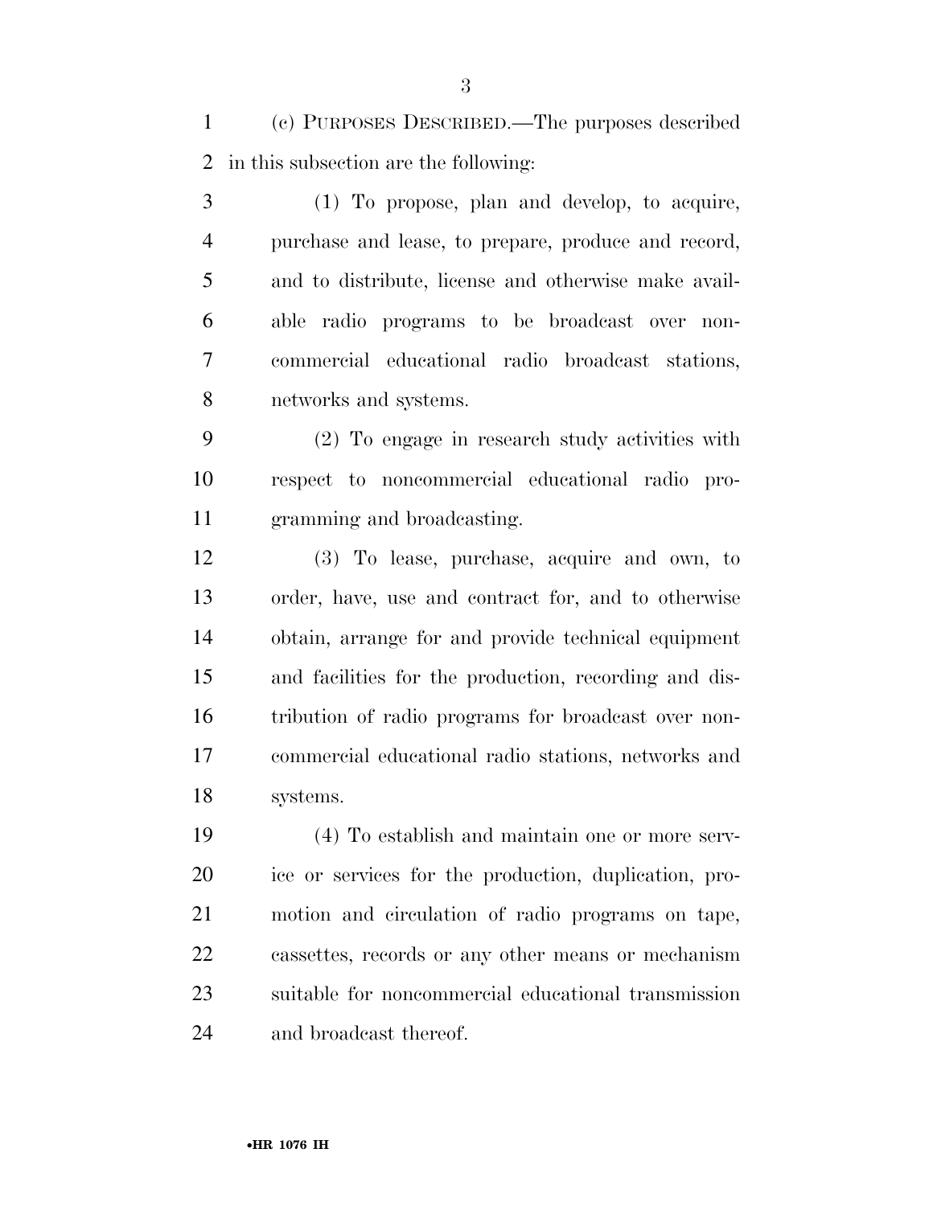(c) PURPOSES DESCRIBED.—The purposes described in this subsection are the following:

(1) To propose, plan and develop, to acquire, purchase and lease, to prepare, produce and record, and to distribute, license and otherwise make available radio programs to be broadcast over noncommercial educational radio broadcast stations, networks and systems.

(2) To engage in research study activities with respect to noncommercial educational radio programming and broadcasting.

(3) To lease, purchase, acquire and own, to order, have, use and contract for, and to otherwise obtain, arrange for and provide technical equipment and facilities for the production, recording and distribution of radio programs for broadcast over noncommercial educational radio stations, networks and systems.

(4) To establish and maintain one or more service or services for the production, duplication, promotion and circulation of radio programs on tape, cassettes, records or any other means or mechanism suitable for noncommercial educational transmission and broadcast thereof.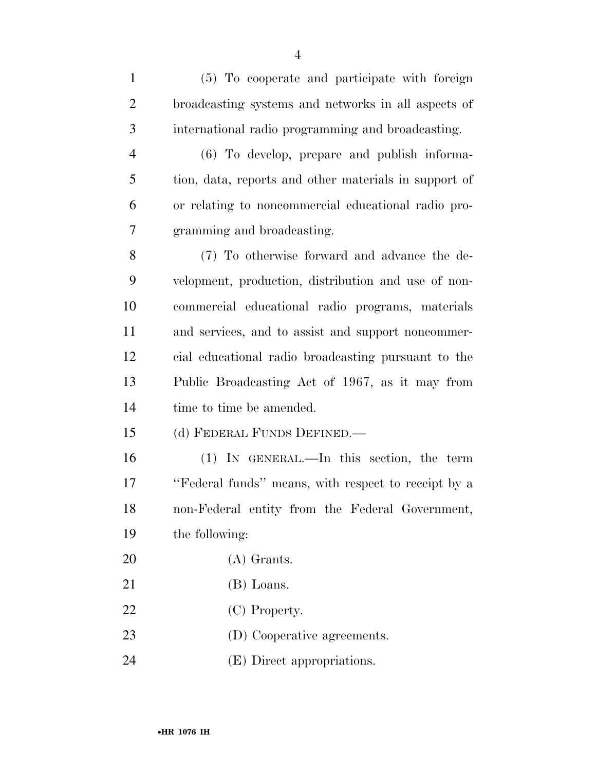(5) To cooperate and participate with foreign broadcasting systems and networks in all aspects of international radio programming and broadcasting.

(6) To develop, prepare and publish information, data, reports and other materials in support of or relating to noncommercial educational radio programming and broadcasting.

(7) To otherwise forward and advance the development, production, distribution and use of noncommercial educational radio programs, materials and services, and to assist and support noncommercial educational radio broadcasting pursuant to the Public Broadcasting Act of 1967, as it may from time to time be amended.

(d) FEDERAL FUNDS DEFINED.—

(1) IN GENERAL.—In this section, the term "Federal funds" means, with respect to receipt by a non-Federal entity from the Federal Government, the following:

(A) Grants.

(B) Loans.

(C) Property.

(D) Cooperative agreements.

(E) Direct appropriations.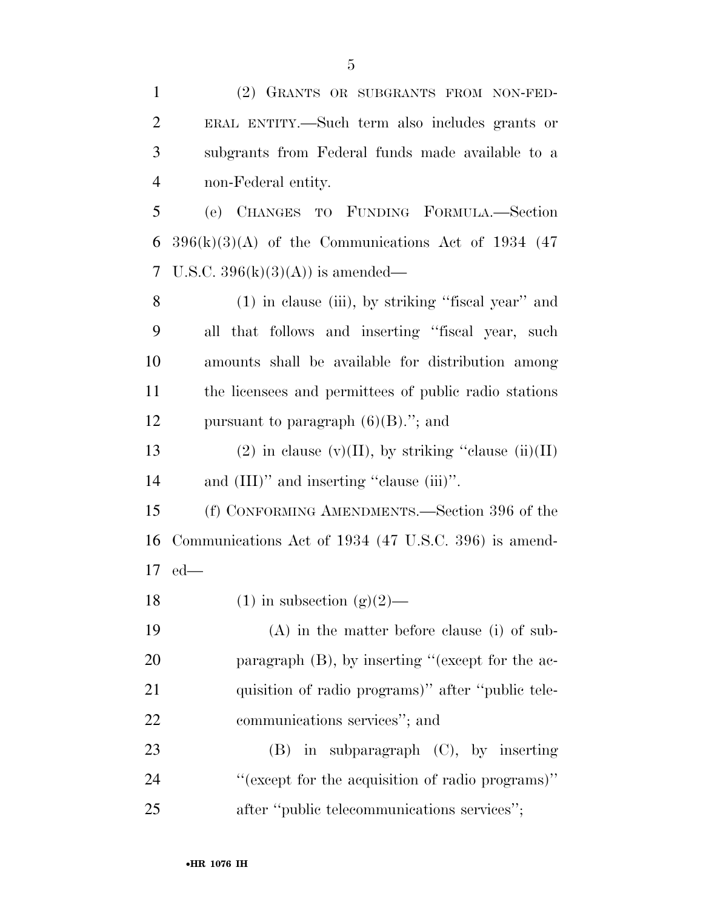(2) GRANTS OR SUBGRANTS FROM NON-FEDERAL ENTITY.—Such term also includes grants or subgrants from Federal funds made available to a non-Federal entity.

(e) CHANGES TO FUNDING FORMULA.—Section 396(k)(3)(A) of the Communications Act of 1934 (47 U.S.C. 396(k)(3)(A)) is amended—

(1) in clause (iii), by striking ''fiscal year'' and all that follows and inserting ''fiscal year, such amounts shall be available for distribution among the licensees and permittees of public radio stations pursuant to paragraph (6)(B).''; and

(2) in clause (v)(II), by striking ''clause (ii)(II) and (III)'' and inserting ''clause (iii)''.

(f) CONFORMING AMENDMENTS.—Section 396 of the Communications Act of 1934 (47 U.S.C. 396) is amended—

(1) in subsection (g)(2)—

(A) in the matter before clause (i) of subparagraph (B), by inserting ''(except for the acquisition of radio programs)'' after ''public telecommunications services''; and

(B) in subparagraph (C), by inserting ''(except for the acquisition of radio programs)'' after ''public telecommunications services'';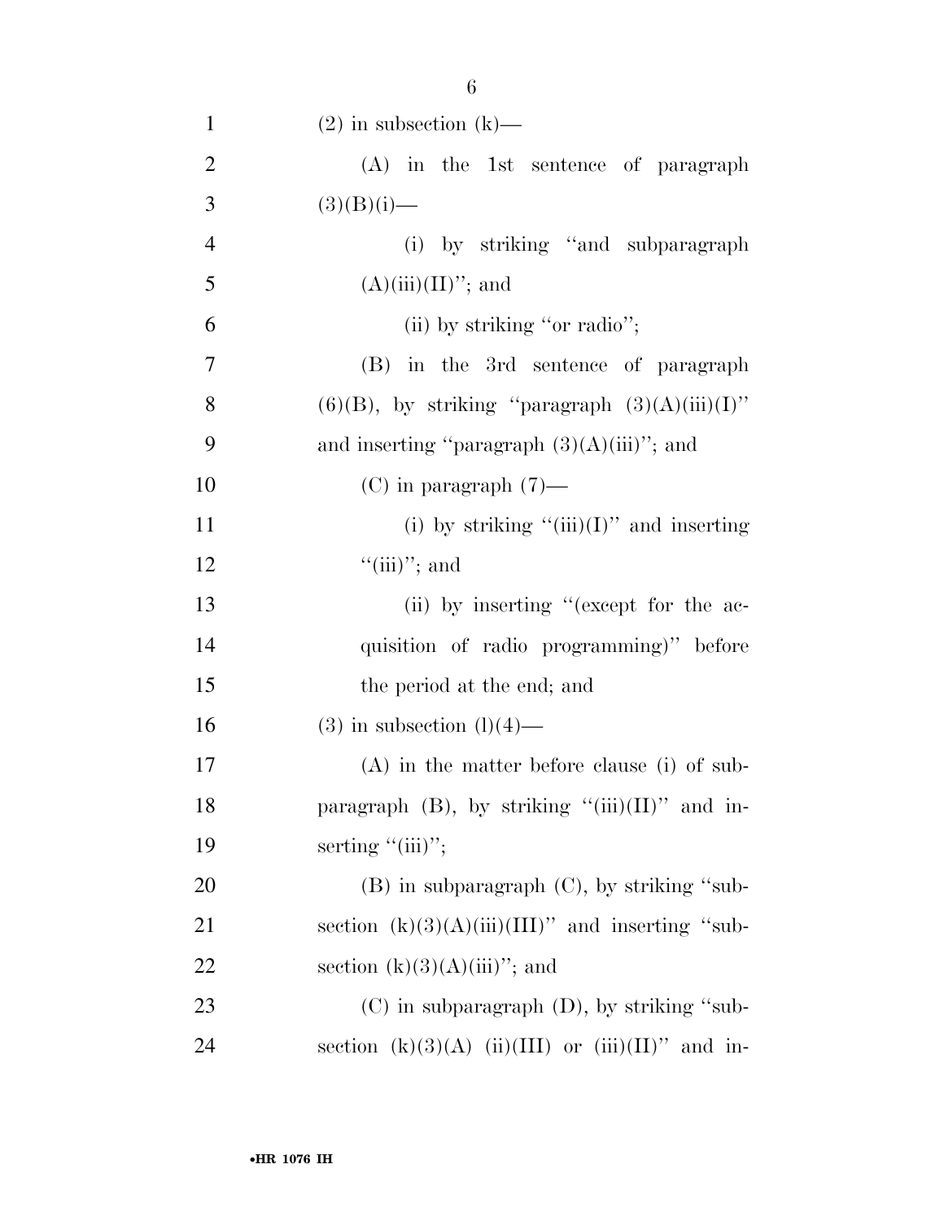(2) in subsection (k)—

(A) in the 1st sentence of paragraph (3)(B)(i)—

(i) by striking "and subparagraph (A)(iii)(II)"; and

(ii) by striking "or radio";

(B) in the 3rd sentence of paragraph (6)(B), by striking "paragraph (3)(A)(iii)(I)" and inserting "paragraph (3)(A)(iii)"; and

(C) in paragraph (7)—

(i) by striking "(iii)(I)" and inserting "(iii)"; and

(ii) by inserting "(except for the acquisition of radio programming)" before the period at the end; and

(3) in subsection (l)(4)—

(A) in the matter before clause (i) of subparagraph (B), by striking "(iii)(II)" and inserting "(iii)";

(B) in subparagraph (C), by striking "subsection (k)(3)(A)(iii)(III)" and inserting "subsection (k)(3)(A)(iii)"; and

(C) in subparagraph (D), by striking "subsection (k)(3)(A) (ii)(III) or (iii)(II)" and in-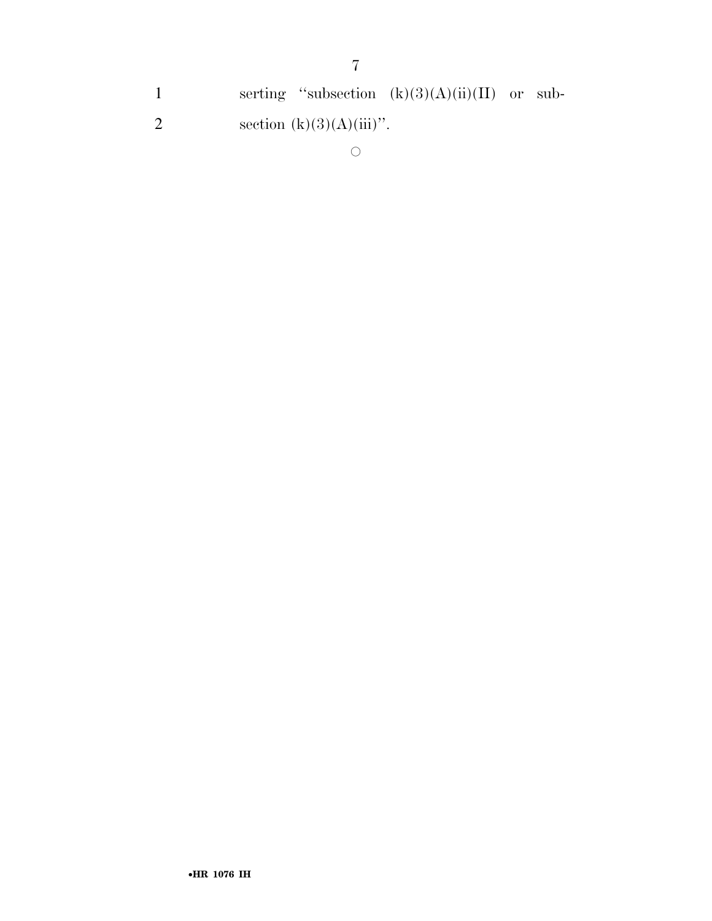serting "subsection (k)(3)(A)(ii)(II) or subsection (k)(3)(A)(iii)".

○